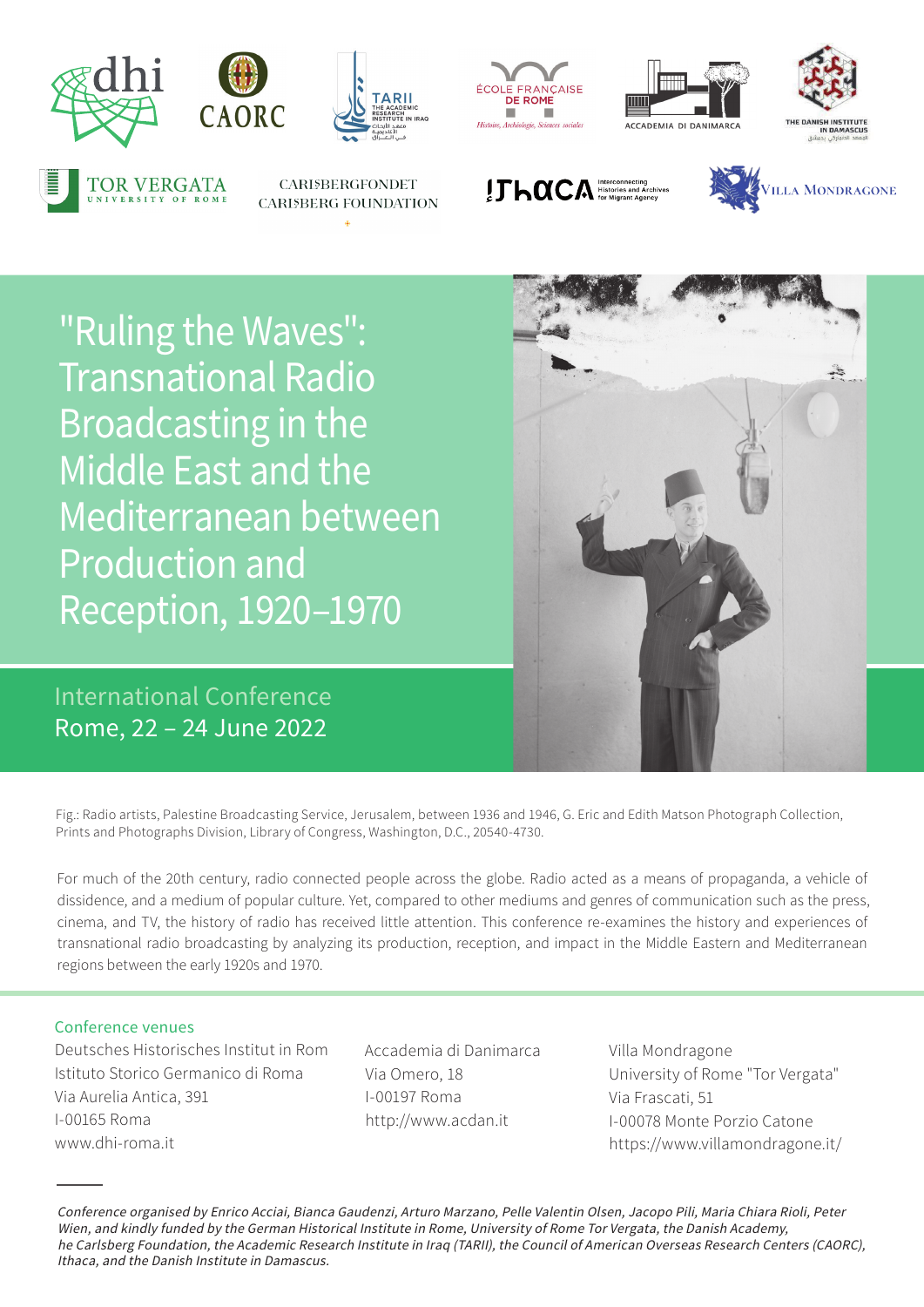# "Ruling the Waves": Transnational Radio Broadcasting in the Middle East and the Mediterranean between Production and Reception, 1920–1970

## International Conference
## Rome, 22 – 24 June 2022

Fig.: Radio artists, Palestine Broadcasting Service, Jerusalem, between 1936 and 1946, G. Eric and Edith Matson Photograph Collection, Prints and Photographs Division, Library of Congress, Washington, D.C., 20540-4730.

For much of the 20th century, radio connected people across the globe. Radio acted as a means of propaganda, a vehicle of dissidence, and a medium of popular culture. Yet, compared to other mediums and genres of communication such as the press, cinema, and TV, the history of radio has received little attention. This conference re-examines the history and experiences of transnational radio broadcasting by analyzing its production, reception, and impact in the Middle Eastern and Mediterranean regions between the early 1920s and 1970.

### Conference venues

Deutsches Historisches Institut in Rom
Istituto Storico Germanico di Roma
Via Aurelia Antica, 391
I-00165 Roma
www.dhi-roma.it

Accademia di Danimarca
Via Omero, 18
I-00197 Roma
http://www.acdan.it

Villa Mondragone
University of Rome "Tor Vergata"
Via Frascati, 51
I-00078 Monte Porzio Catone
https://www.villamondragone.it/

*Conference organised by Enrico Acciai, Bianca Gaudenzi, Arturo Marzano, Pelle Valentin Olsen, Jacopo Pili, Maria Chiara Rioli, Peter Wien, and kindly funded by the German Historical Institute in Rome, University of Rome Tor Vergata, the Danish Academy, he Carlsberg Foundation, the Academic Research Institute in Iraq (TARII), the Council of American Overseas Research Centers (CAORC), Ithaca, and the Danish Institute in Damascus.*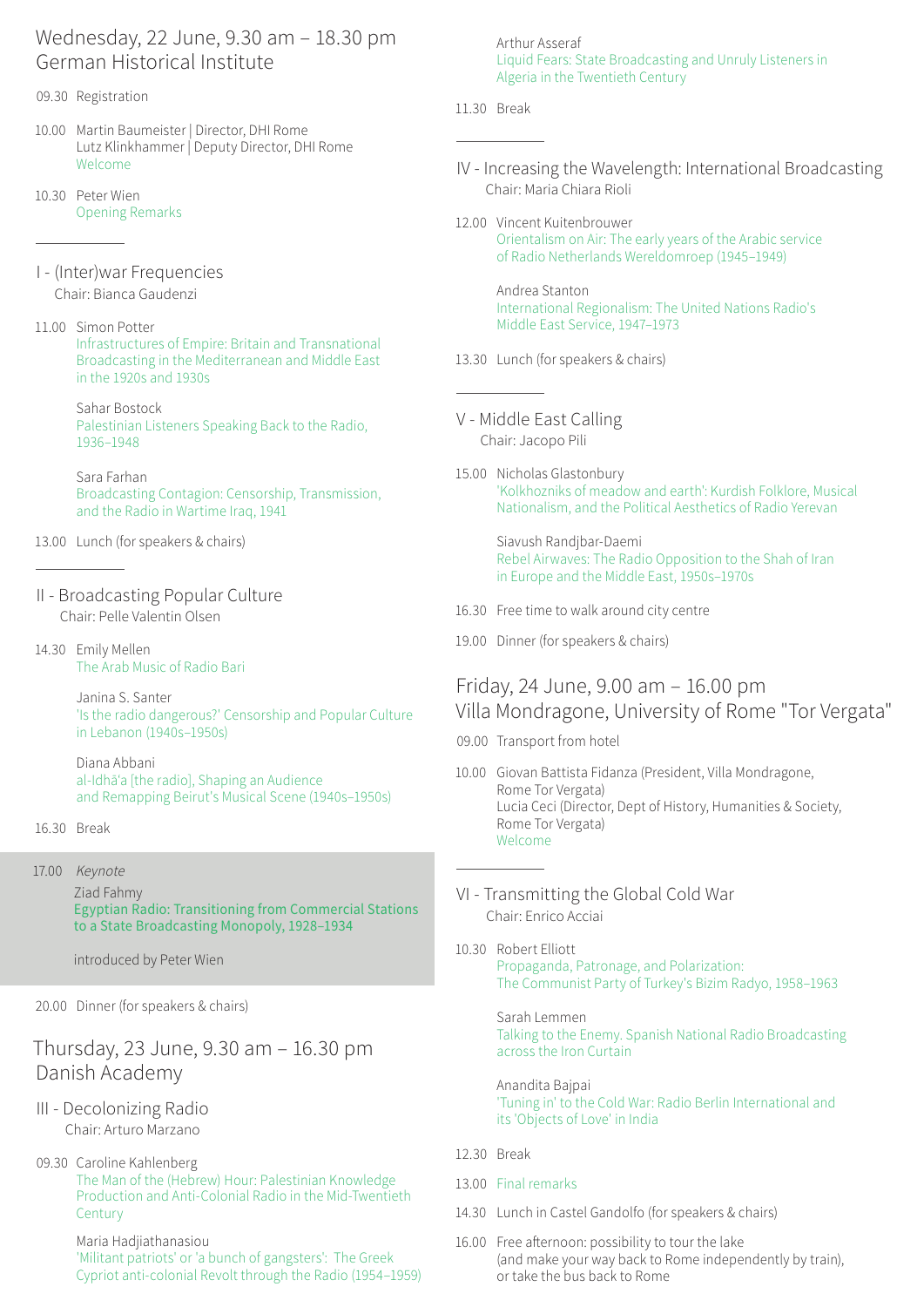## Wednesday, 22 June, 9.30 am – 18.30 pm
## German Historical Institute

09.30 Registration

10.00 Martin Baumeister | Director, DHI Rome
Lutz Klinkhammer | Deputy Director, DHI Rome
Welcome

10.30 Peter Wien
Opening Remarks

---

### I - (Inter)war Frequencies
Chair: Bianca Gaudenzi

11.00 Simon Potter
Infrastructures of Empire: Britain and Transnational Broadcasting in the Mediterranean and Middle East in the 1920s and 1930s

Sahar Bostock
Palestinian Listeners Speaking Back to the Radio, 1936–1948

Sara Farhan
Broadcasting Contagion: Censorship, Transmission, and the Radio in Wartime Iraq, 1941

13.00 Lunch (for speakers & chairs)

---

### II - Broadcasting Popular Culture
Chair: Pelle Valentin Olsen

14.30 Emily Mellen
The Arab Music of Radio Bari

Janina S. Santer
'Is the radio dangerous?' Censorship and Popular Culture in Lebanon (1940s–1950s)

Diana Abbani
al-Idhā'a [the radio], Shaping an Audience and Remapping Beirut's Musical Scene (1940s–1950s)

16.30 Break

17.00 *Keynote*
Ziad Fahmy
**Egyptian Radio: Transitioning from Commercial Stations to a State Broadcasting Monopoly, 1928–1934**

introduced by Peter Wien

20.00 Dinner (for speakers & chairs)

## Thursday, 23 June, 9.30 am – 16.30 pm
## Danish Academy

### III - Decolonizing Radio
Chair: Arturo Marzano

09.30 Caroline Kahlenberg
The Man of the (Hebrew) Hour: Palestinian Knowledge Production and Anti-Colonial Radio in the Mid-Twentieth Century

Maria Hadjiathanasiou
'Militant patriots' or 'a bunch of gangsters': The Greek Cypriot anti-colonial Revolt through the Radio (1954–1959)

Arthur Asseraf
Liquid Fears: State Broadcasting and Unruly Listeners in Algeria in the Twentieth Century

11.30 Break

---

### IV - Increasing the Wavelength: International Broadcasting
Chair: Maria Chiara Rioli

12.00 Vincent Kuitenbrouwer
Orientalism on Air: The early years of the Arabic service of Radio Netherlands Wereldomroep (1945–1949)

Andrea Stanton
International Regionalism: The United Nations Radio's Middle East Service, 1947–1973

13.30 Lunch (for speakers & chairs)

---

### V - Middle East Calling
Chair: Jacopo Pili

15.00 Nicholas Glastonbury
'Kolkhozniks of meadow and earth': Kurdish Folklore, Musical Nationalism, and the Political Aesthetics of Radio Yerevan

Siavush Randjbar-Daemi
Rebel Airwaves: The Radio Opposition to the Shah of Iran in Europe and the Middle East, 1950s–1970s

16.30 Free time to walk around city centre

19.00 Dinner (for speakers & chairs)

## Friday, 24 June, 9.00 am – 16.00 pm
## Villa Mondragone, University of Rome "Tor Vergata"

09.00 Transport from hotel

10.00 Giovan Battista Fidanza (President, Villa Mondragone, Rome Tor Vergata)
Lucia Ceci (Director, Dept of History, Humanities & Society, Rome Tor Vergata)
Welcome

---

### VI - Transmitting the Global Cold War
Chair: Enrico Acciai

10.30 Robert Elliott
Propaganda, Patronage, and Polarization: The Communist Party of Turkey's Bizim Radyo, 1958–1963

Sarah Lemmen
Talking to the Enemy. Spanish National Radio Broadcasting across the Iron Curtain

Anandita Bajpai
'Tuning in' to the Cold War: Radio Berlin International and its 'Objects of Love' in India

12.30 Break

13.00 Final remarks

14.30 Lunch in Castel Gandolfo (for speakers & chairs)

16.00 Free afternoon: possibility to tour the lake (and make your way back to Rome independently by train), or take the bus back to Rome